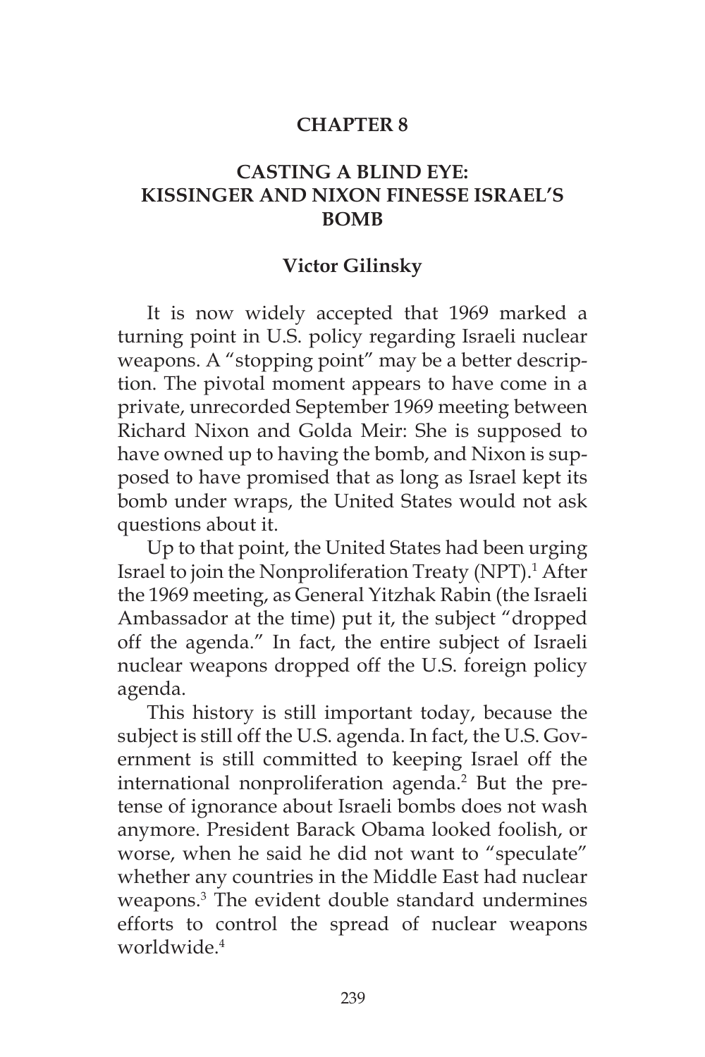# CHAPTER 8

## CASTING A BLIND EYE: KISSINGER AND NIXON FINESSE ISRAEL'S BOMB

### Victor Gilinsky

It is now widely accepted that 1969 marked a turning point in U.S. policy regarding Israeli nuclear weapons. A "stopping point" may be a better description. The pivotal moment appears to have come in a private, unrecorded September 1969 meeting between Richard Nixon and Golda Meir: She is supposed to have owned up to having the bomb, and Nixon is supposed to have promised that as long as Israel kept its bomb under wraps, the United States would not ask questions about it.

Up to that point, the United States had been urging Israel to join the Nonproliferation Treaty (NPT).[1] After the 1969 meeting, as General Yitzhak Rabin (the Israeli Ambassador at the time) put it, the subject "dropped off the agenda." In fact, the entire subject of Israeli nuclear weapons dropped off the U.S. foreign policy agenda.

This history is still important today, because the subject is still off the U.S. agenda. In fact, the U.S. Government is still committed to keeping Israel off the international nonproliferation agenda.[2] But the pretense of ignorance about Israeli bombs does not wash anymore. President Barack Obama looked foolish, or worse, when he said he did not want to "speculate" whether any countries in the Middle East had nuclear weapons.[3] The evident double standard undermines efforts to control the spread of nuclear weapons worldwide.[4]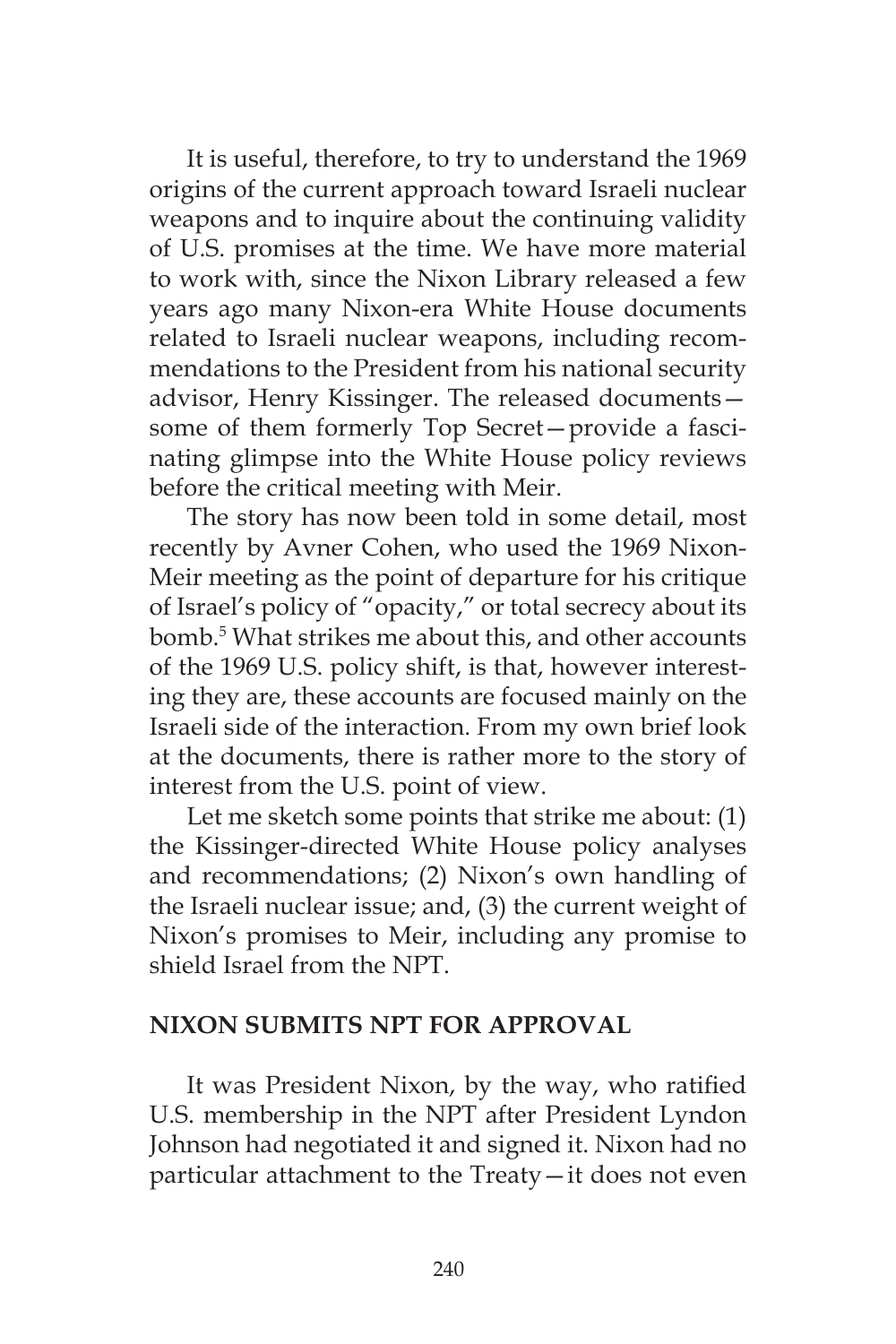It is useful, therefore, to try to understand the 1969 origins of the current approach toward Israeli nuclear weapons and to inquire about the continuing validity of U.S. promises at the time. We have more material to work with, since the Nixon Library released a few years ago many Nixon-era White House documents related to Israeli nuclear weapons, including recommendations to the President from his national security advisor, Henry Kissinger. The released documents—some of them formerly Top Secret—provide a fascinating glimpse into the White House policy reviews before the critical meeting with Meir.

The story has now been told in some detail, most recently by Avner Cohen, who used the 1969 Nixon-Meir meeting as the point of departure for his critique of Israel's policy of "opacity," or total secrecy about its bomb.[5] What strikes me about this, and other accounts of the 1969 U.S. policy shift, is that, however interesting they are, these accounts are focused mainly on the Israeli side of the interaction. From my own brief look at the documents, there is rather more to the story of interest from the U.S. point of view.

Let me sketch some points that strike me about: (1) the Kissinger-directed White House policy analyses and recommendations; (2) Nixon's own handling of the Israeli nuclear issue; and, (3) the current weight of Nixon's promises to Meir, including any promise to shield Israel from the NPT.

## NIXON SUBMITS NPT FOR APPROVAL

It was President Nixon, by the way, who ratified U.S. membership in the NPT after President Lyndon Johnson had negotiated it and signed it. Nixon had no particular attachment to the Treaty—it does not even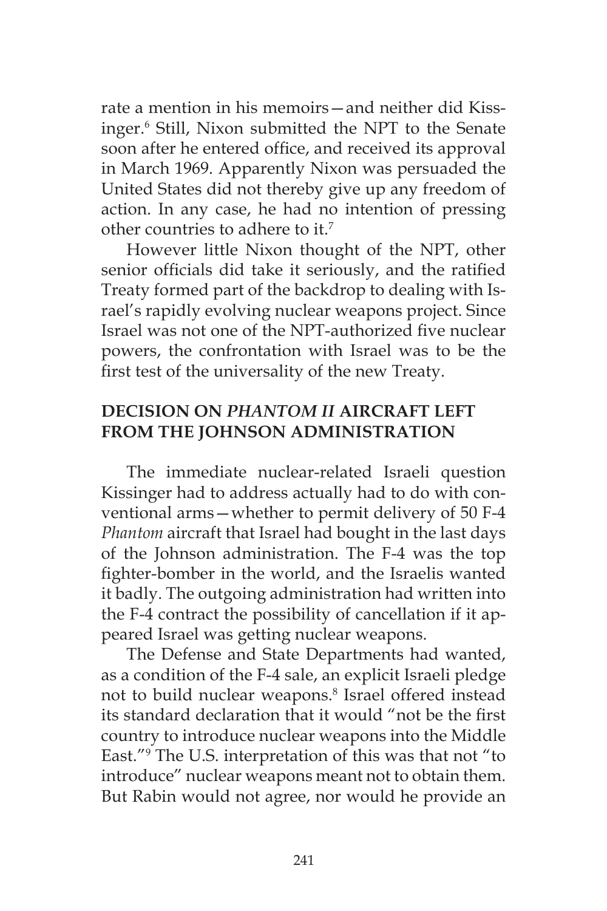rate a mention in his memoirs—and neither did Kissinger.[6] Still, Nixon submitted the NPT to the Senate soon after he entered office, and received its approval in March 1969. Apparently Nixon was persuaded the United States did not thereby give up any freedom of action. In any case, he had no intention of pressing other countries to adhere to it.[7]

However little Nixon thought of the NPT, other senior officials did take it seriously, and the ratified Treaty formed part of the backdrop to dealing with Israel's rapidly evolving nuclear weapons project. Since Israel was not one of the NPT-authorized five nuclear powers, the confrontation with Israel was to be the first test of the universality of the new Treaty.

## DECISION ON *PHANTOM II* AIRCRAFT LEFT FROM THE JOHNSON ADMINISTRATION

The immediate nuclear-related Israeli question Kissinger had to address actually had to do with conventional arms—whether to permit delivery of 50 F-4 *Phantom* aircraft that Israel had bought in the last days of the Johnson administration. The F-4 was the top fighter-bomber in the world, and the Israelis wanted it badly. The outgoing administration had written into the F-4 contract the possibility of cancellation if it appeared Israel was getting nuclear weapons.

The Defense and State Departments had wanted, as a condition of the F-4 sale, an explicit Israeli pledge not to build nuclear weapons.[8] Israel offered instead its standard declaration that it would "not be the first country to introduce nuclear weapons into the Middle East."[9] The U.S. interpretation of this was that not "to introduce" nuclear weapons meant not to obtain them. But Rabin would not agree, nor would he provide an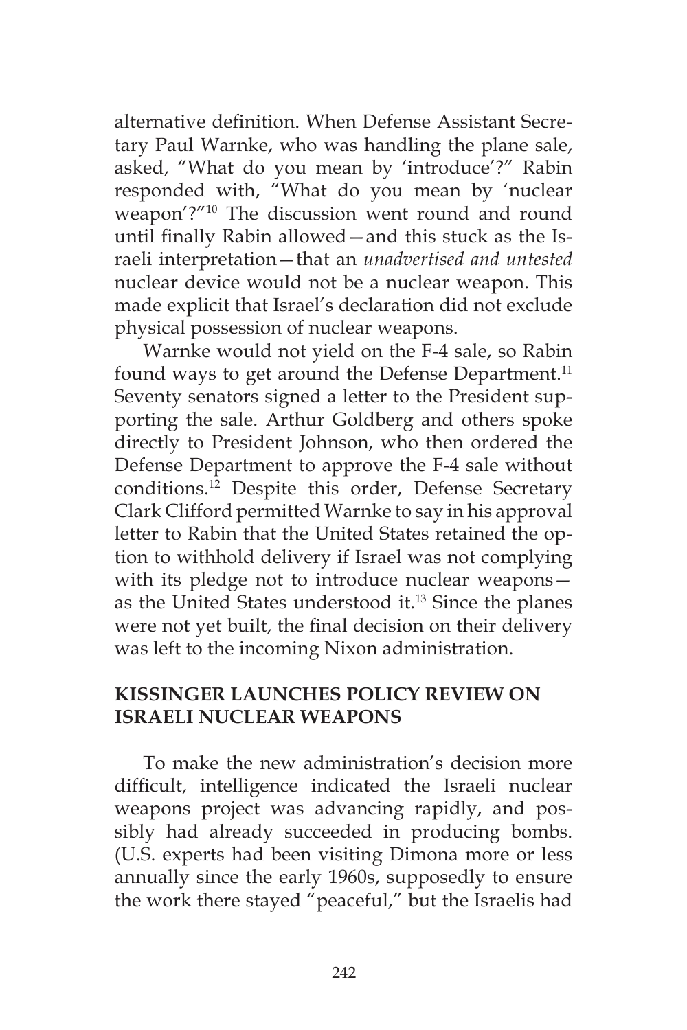alternative definition. When Defense Assistant Secretary Paul Warnke, who was handling the plane sale, asked, "What do you mean by 'introduce'?" Rabin responded with, "What do you mean by 'nuclear weapon'?"[10] The discussion went round and round until finally Rabin allowed—and this stuck as the Israeli interpretation—that an *unadvertised and untested* nuclear device would not be a nuclear weapon. This made explicit that Israel's declaration did not exclude physical possession of nuclear weapons.

Warnke would not yield on the F-4 sale, so Rabin found ways to get around the Defense Department.[11] Seventy senators signed a letter to the President supporting the sale. Arthur Goldberg and others spoke directly to President Johnson, who then ordered the Defense Department to approve the F-4 sale without conditions.[12] Despite this order, Defense Secretary Clark Clifford permitted Warnke to say in his approval letter to Rabin that the United States retained the option to withhold delivery if Israel was not complying with its pledge not to introduce nuclear weapons—as the United States understood it.[13] Since the planes were not yet built, the final decision on their delivery was left to the incoming Nixon administration.

## KISSINGER LAUNCHES POLICY REVIEW ON ISRAELI NUCLEAR WEAPONS

To make the new administration's decision more difficult, intelligence indicated the Israeli nuclear weapons project was advancing rapidly, and possibly had already succeeded in producing bombs. (U.S. experts had been visiting Dimona more or less annually since the early 1960s, supposedly to ensure the work there stayed "peaceful," but the Israelis had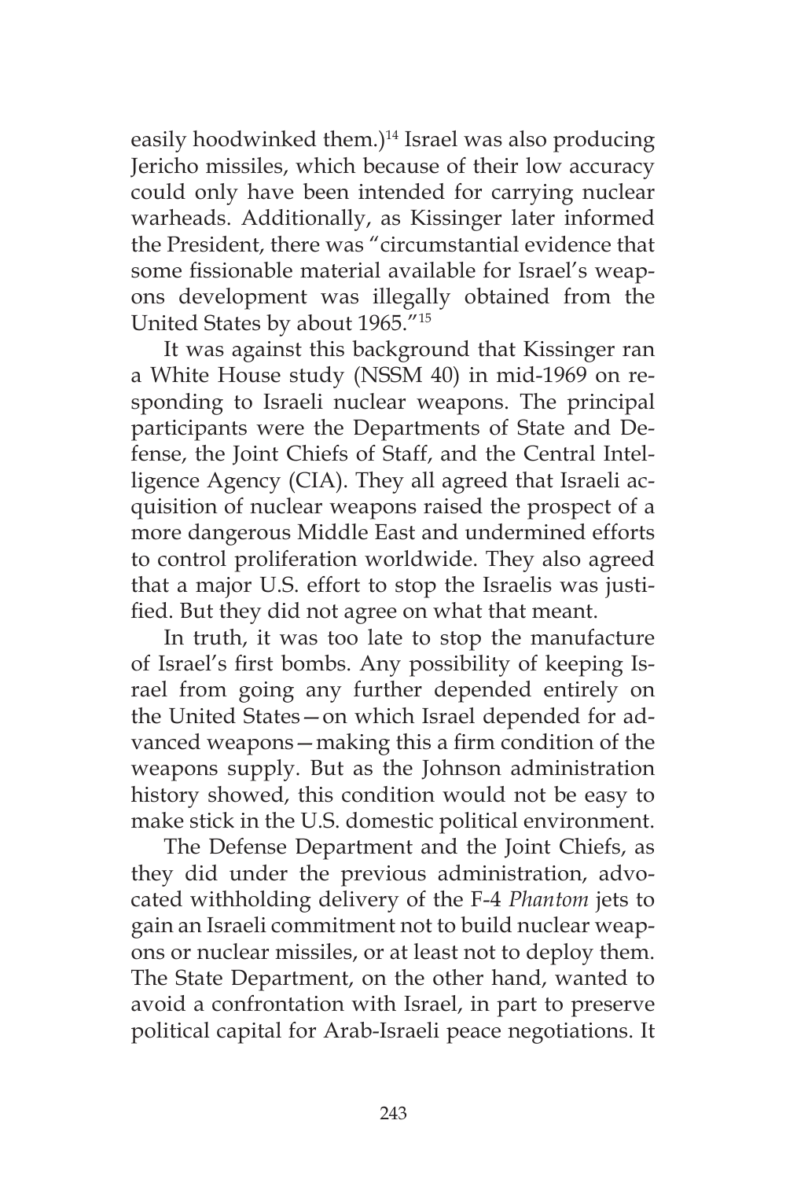easily hoodwinked them.)[14] Israel was also producing Jericho missiles, which because of their low accuracy could only have been intended for carrying nuclear warheads. Additionally, as Kissinger later informed the President, there was "circumstantial evidence that some fissionable material available for Israel's weapons development was illegally obtained from the United States by about 1965."[15]

It was against this background that Kissinger ran a White House study (NSSM 40) in mid-1969 on responding to Israeli nuclear weapons. The principal participants were the Departments of State and Defense, the Joint Chiefs of Staff, and the Central Intelligence Agency (CIA). They all agreed that Israeli acquisition of nuclear weapons raised the prospect of a more dangerous Middle East and undermined efforts to control proliferation worldwide. They also agreed that a major U.S. effort to stop the Israelis was justified. But they did not agree on what that meant.

In truth, it was too late to stop the manufacture of Israel's first bombs. Any possibility of keeping Israel from going any further depended entirely on the United States—on which Israel depended for advanced weapons—making this a firm condition of the weapons supply. But as the Johnson administration history showed, this condition would not be easy to make stick in the U.S. domestic political environment.

The Defense Department and the Joint Chiefs, as they did under the previous administration, advocated withholding delivery of the F-4 *Phantom* jets to gain an Israeli commitment not to build nuclear weapons or nuclear missiles, or at least not to deploy them. The State Department, on the other hand, wanted to avoid a confrontation with Israel, in part to preserve political capital for Arab-Israeli peace negotiations. It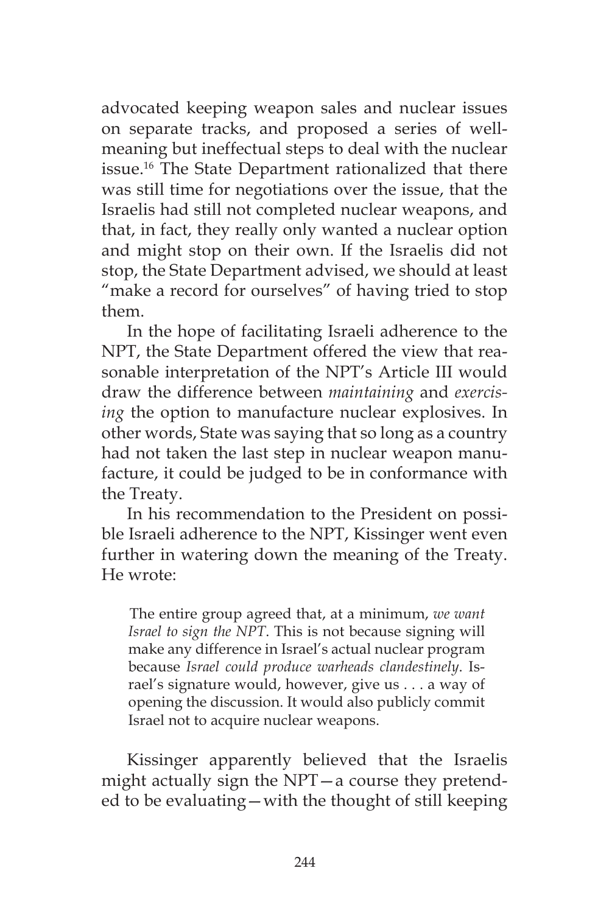advocated keeping weapon sales and nuclear issues on separate tracks, and proposed a series of well-meaning but ineffectual steps to deal with the nuclear issue.[16] The State Department rationalized that there was still time for negotiations over the issue, that the Israelis had still not completed nuclear weapons, and that, in fact, they really only wanted a nuclear option and might stop on their own. If the Israelis did not stop, the State Department advised, we should at least "make a record for ourselves" of having tried to stop them.

In the hope of facilitating Israeli adherence to the NPT, the State Department offered the view that reasonable interpretation of the NPT's Article III would draw the difference between *maintaining* and *exercising* the option to manufacture nuclear explosives. In other words, State was saying that so long as a country had not taken the last step in nuclear weapon manufacture, it could be judged to be in conformance with the Treaty.

In his recommendation to the President on possible Israeli adherence to the NPT, Kissinger went even further in watering down the meaning of the Treaty. He wrote:

> The entire group agreed that, at a minimum, *we want Israel to sign the NPT*. This is not because signing will make any difference in Israel's actual nuclear program because *Israel could produce warheads clandestinely*. Israel's signature would, however, give us . . . a way of opening the discussion. It would also publicly commit Israel not to acquire nuclear weapons.

Kissinger apparently believed that the Israelis might actually sign the NPT—a course they pretended to be evaluating—with the thought of still keeping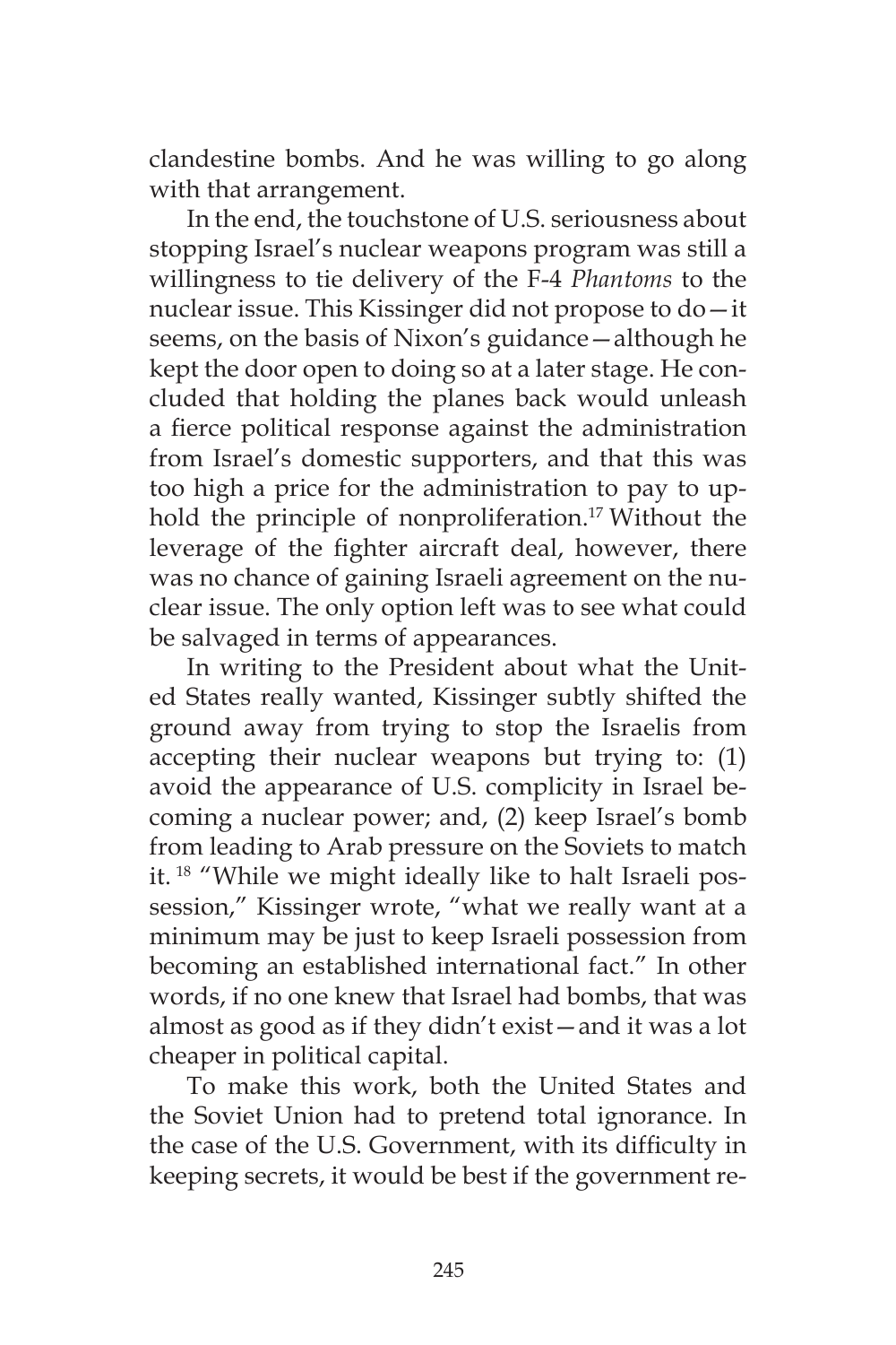clandestine bombs. And he was willing to go along with that arrangement.

In the end, the touchstone of U.S. seriousness about stopping Israel's nuclear weapons program was still a willingness to tie delivery of the F-4 *Phantoms* to the nuclear issue. This Kissinger did not propose to do—it seems, on the basis of Nixon's guidance—although he kept the door open to doing so at a later stage. He concluded that holding the planes back would unleash a fierce political response against the administration from Israel's domestic supporters, and that this was too high a price for the administration to pay to uphold the principle of nonproliferation.[17] Without the leverage of the fighter aircraft deal, however, there was no chance of gaining Israeli agreement on the nuclear issue. The only option left was to see what could be salvaged in terms of appearances.

In writing to the President about what the United States really wanted, Kissinger subtly shifted the ground away from trying to stop the Israelis from accepting their nuclear weapons but trying to: (1) avoid the appearance of U.S. complicity in Israel becoming a nuclear power; and, (2) keep Israel's bomb from leading to Arab pressure on the Soviets to match it.[18] "While we might ideally like to halt Israeli possession," Kissinger wrote, "what we really want at a minimum may be just to keep Israeli possession from becoming an established international fact." In other words, if no one knew that Israel had bombs, that was almost as good as if they didn't exist—and it was a lot cheaper in political capital.

To make this work, both the United States and the Soviet Union had to pretend total ignorance. In the case of the U.S. Government, with its difficulty in keeping secrets, it would be best if the government re-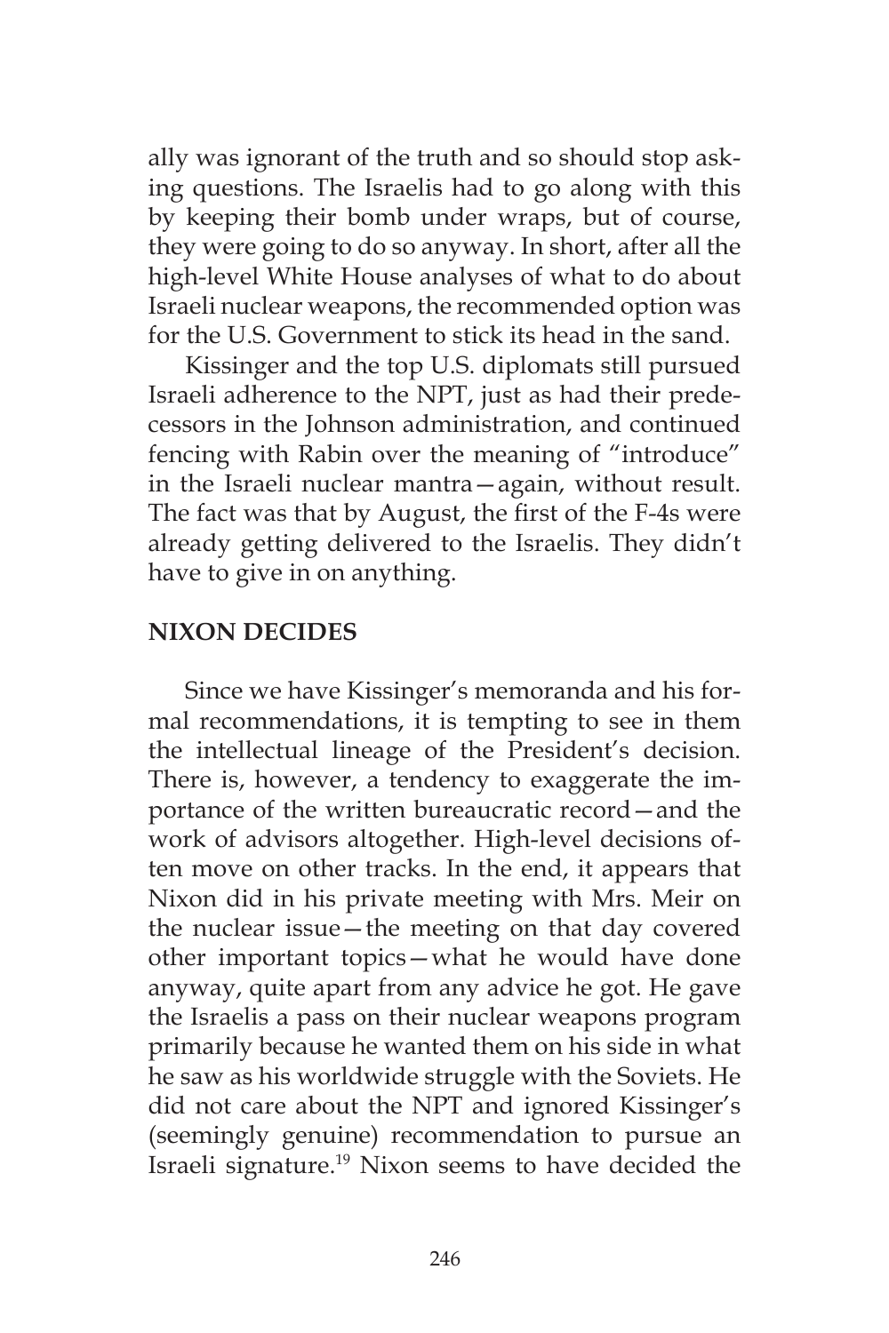ally was ignorant of the truth and so should stop asking questions. The Israelis had to go along with this by keeping their bomb under wraps, but of course, they were going to do so anyway. In short, after all the high-level White House analyses of what to do about Israeli nuclear weapons, the recommended option was for the U.S. Government to stick its head in the sand.

Kissinger and the top U.S. diplomats still pursued Israeli adherence to the NPT, just as had their predecessors in the Johnson administration, and continued fencing with Rabin over the meaning of "introduce" in the Israeli nuclear mantra—again, without result. The fact was that by August, the first of the F-4s were already getting delivered to the Israelis. They didn't have to give in on anything.

## NIXON DECIDES

Since we have Kissinger's memoranda and his formal recommendations, it is tempting to see in them the intellectual lineage of the President's decision. There is, however, a tendency to exaggerate the importance of the written bureaucratic record—and the work of advisors altogether. High-level decisions often move on other tracks. In the end, it appears that Nixon did in his private meeting with Mrs. Meir on the nuclear issue—the meeting on that day covered other important topics—what he would have done anyway, quite apart from any advice he got. He gave the Israelis a pass on their nuclear weapons program primarily because he wanted them on his side in what he saw as his worldwide struggle with the Soviets. He did not care about the NPT and ignored Kissinger's (seemingly genuine) recommendation to pursue an Israeli signature.[19] Nixon seems to have decided the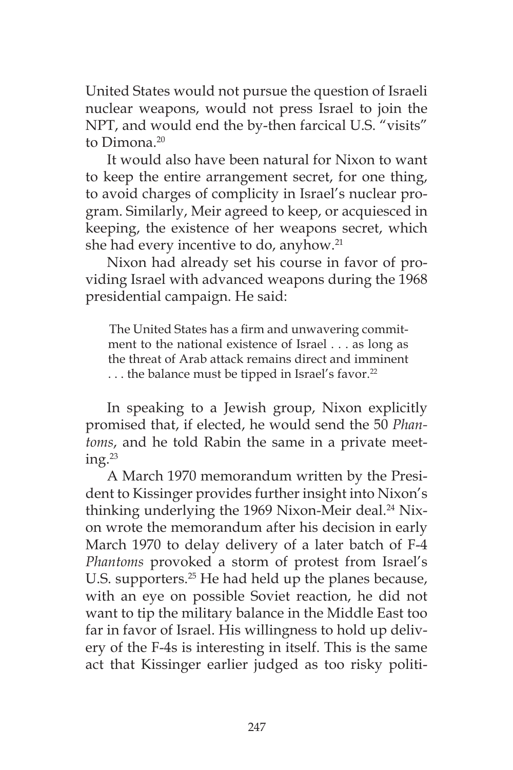United States would not pursue the question of Israeli nuclear weapons, would not press Israel to join the NPT, and would end the by-then farcical U.S. "visits" to Dimona.[20]

It would also have been natural for Nixon to want to keep the entire arrangement secret, for one thing, to avoid charges of complicity in Israel's nuclear program. Similarly, Meir agreed to keep, or acquiesced in keeping, the existence of her weapons secret, which she had every incentive to do, anyhow.[21]

Nixon had already set his course in favor of providing Israel with advanced weapons during the 1968 presidential campaign. He said:

> The United States has a firm and unwavering commitment to the national existence of Israel . . . as long as the threat of Arab attack remains direct and imminent . . . the balance must be tipped in Israel's favor.[22]

In speaking to a Jewish group, Nixon explicitly promised that, if elected, he would send the 50 *Phantoms*, and he told Rabin the same in a private meeting.[23]

A March 1970 memorandum written by the President to Kissinger provides further insight into Nixon's thinking underlying the 1969 Nixon-Meir deal.[24] Nixon wrote the memorandum after his decision in early March 1970 to delay delivery of a later batch of F-4 *Phantoms* provoked a storm of protest from Israel's U.S. supporters.[25] He had held up the planes because, with an eye on possible Soviet reaction, he did not want to tip the military balance in the Middle East too far in favor of Israel. His willingness to hold up delivery of the F-4s is interesting in itself. This is the same act that Kissinger earlier judged as too risky politi-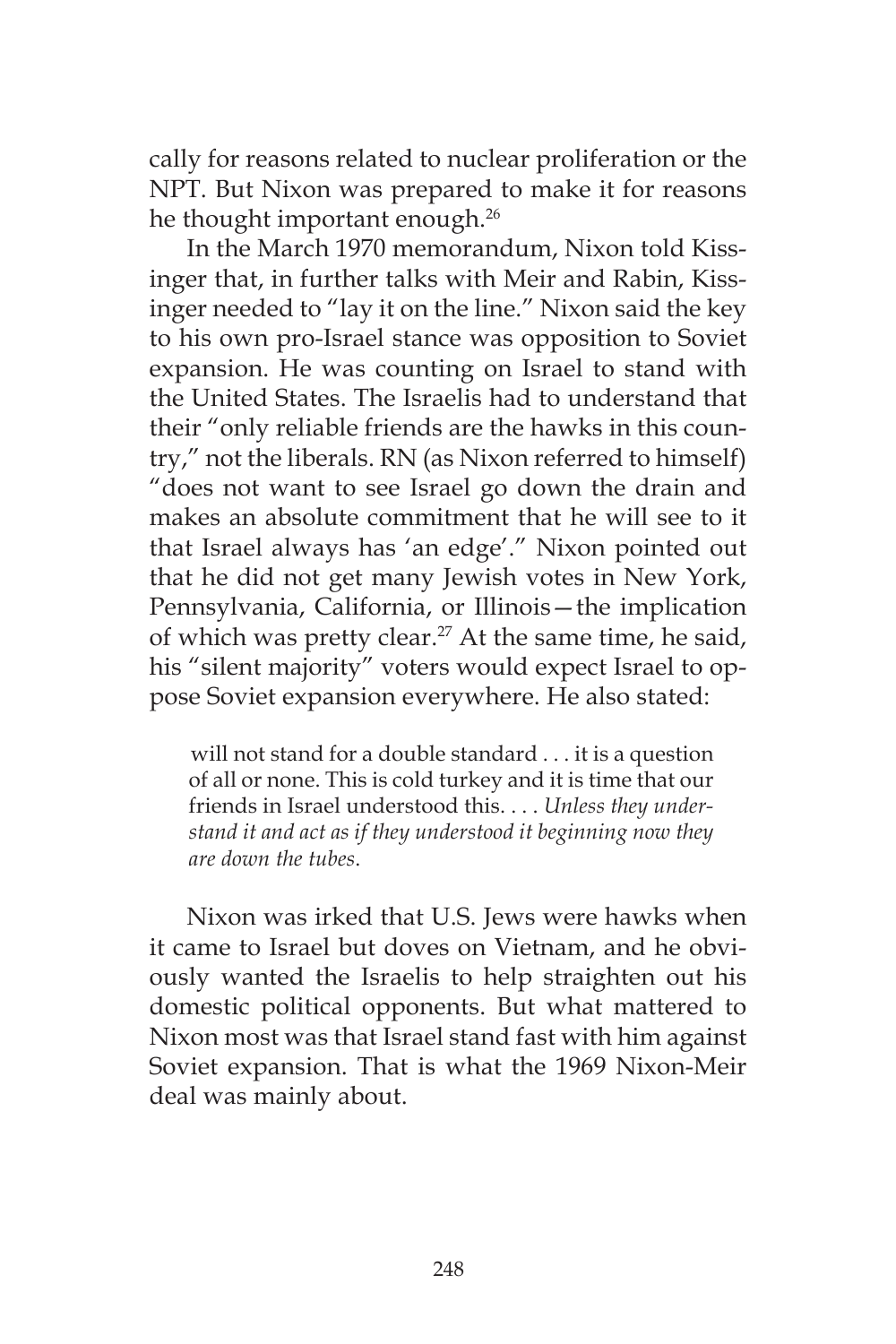cally for reasons related to nuclear proliferation or the NPT. But Nixon was prepared to make it for reasons he thought important enough.[26]

In the March 1970 memorandum, Nixon told Kissinger that, in further talks with Meir and Rabin, Kissinger needed to "lay it on the line." Nixon said the key to his own pro-Israel stance was opposition to Soviet expansion. He was counting on Israel to stand with the United States. The Israelis had to understand that their "only reliable friends are the hawks in this country," not the liberals. RN (as Nixon referred to himself) "does not want to see Israel go down the drain and makes an absolute commitment that he will see to it that Israel always has 'an edge'." Nixon pointed out that he did not get many Jewish votes in New York, Pennsylvania, California, or Illinois—the implication of which was pretty clear.[27] At the same time, he said, his "silent majority" voters would expect Israel to oppose Soviet expansion everywhere. He also stated:

> will not stand for a double standard . . . it is a question of all or none. This is cold turkey and it is time that our friends in Israel understood this. . . . *Unless they understand it and act as if they understood it beginning now they are down the tubes*.

Nixon was irked that U.S. Jews were hawks when it came to Israel but doves on Vietnam, and he obviously wanted the Israelis to help straighten out his domestic political opponents. But what mattered to Nixon most was that Israel stand fast with him against Soviet expansion. That is what the 1969 Nixon-Meir deal was mainly about.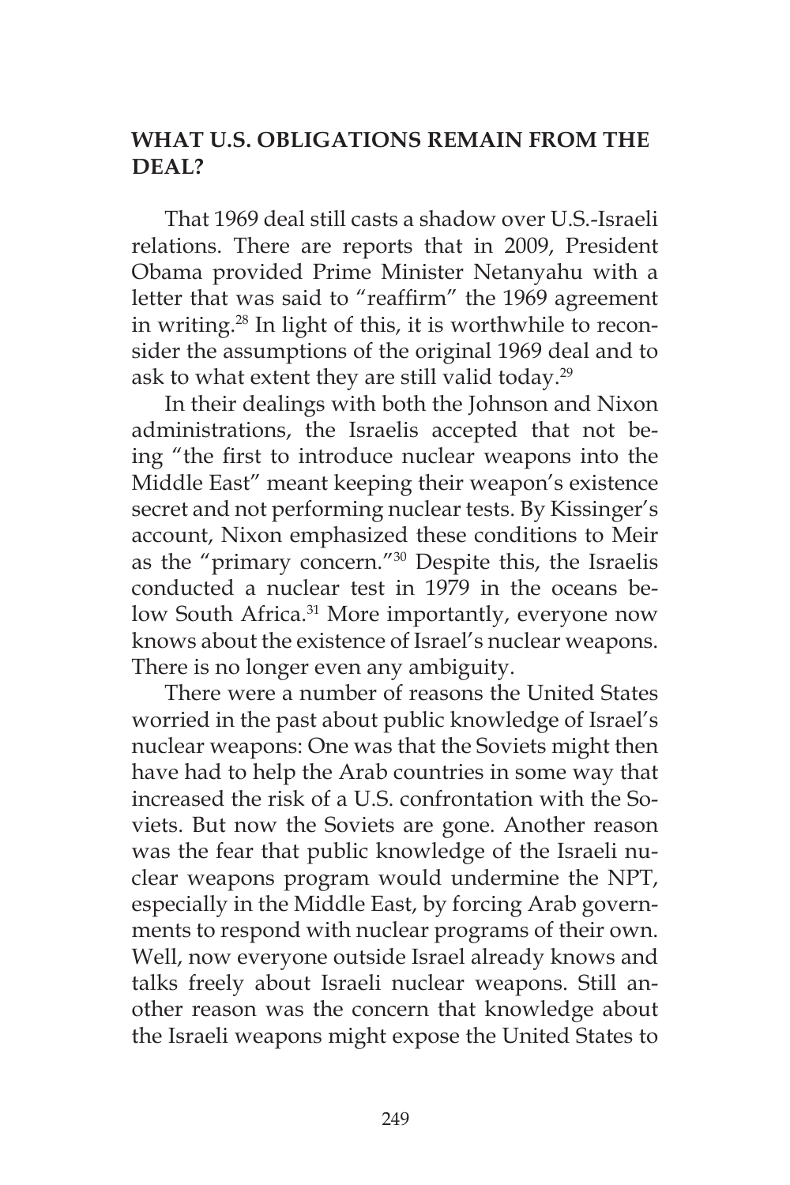## WHAT U.S. OBLIGATIONS REMAIN FROM THE DEAL?

That 1969 deal still casts a shadow over U.S.-Israeli relations. There are reports that in 2009, President Obama provided Prime Minister Netanyahu with a letter that was said to "reaffirm" the 1969 agreement in writing.[28] In light of this, it is worthwhile to reconsider the assumptions of the original 1969 deal and to ask to what extent they are still valid today.[29]

In their dealings with both the Johnson and Nixon administrations, the Israelis accepted that not being "the first to introduce nuclear weapons into the Middle East" meant keeping their weapon's existence secret and not performing nuclear tests. By Kissinger's account, Nixon emphasized these conditions to Meir as the "primary concern."[30] Despite this, the Israelis conducted a nuclear test in 1979 in the oceans below South Africa.[31] More importantly, everyone now knows about the existence of Israel's nuclear weapons. There is no longer even any ambiguity.

There were a number of reasons the United States worried in the past about public knowledge of Israel's nuclear weapons: One was that the Soviets might then have had to help the Arab countries in some way that increased the risk of a U.S. confrontation with the Soviets. But now the Soviets are gone. Another reason was the fear that public knowledge of the Israeli nuclear weapons program would undermine the NPT, especially in the Middle East, by forcing Arab governments to respond with nuclear programs of their own. Well, now everyone outside Israel already knows and talks freely about Israeli nuclear weapons. Still another reason was the concern that knowledge about the Israeli weapons might expose the United States to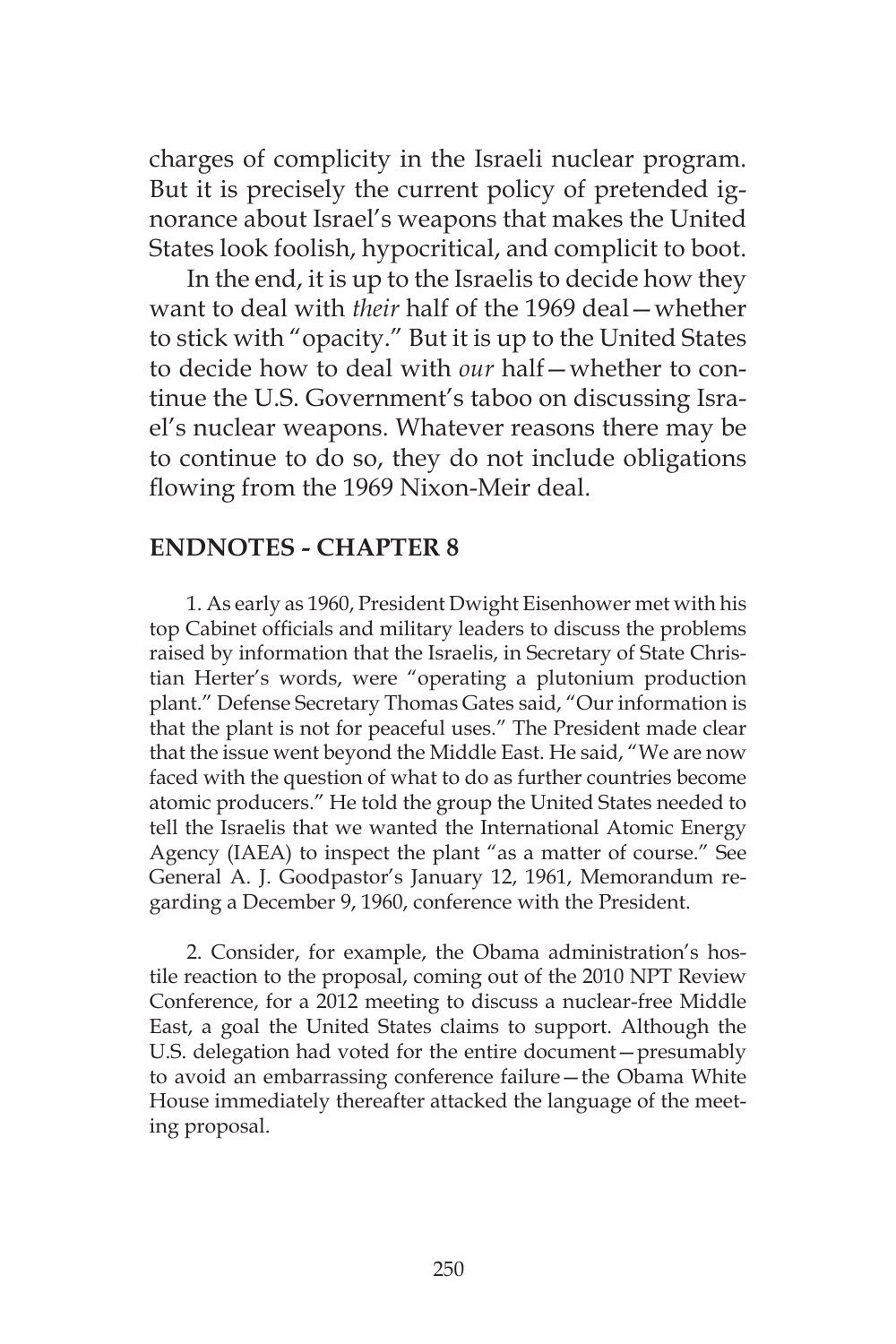charges of complicity in the Israeli nuclear program. But it is precisely the current policy of pretended ignorance about Israel's weapons that makes the United States look foolish, hypocritical, and complicit to boot.

In the end, it is up to the Israelis to decide how they want to deal with *their* half of the 1969 deal—whether to stick with "opacity." But it is up to the United States to decide how to deal with *our* half—whether to continue the U.S. Government's taboo on discussing Israel's nuclear weapons. Whatever reasons there may be to continue to do so, they do not include obligations flowing from the 1969 Nixon-Meir deal.

## ENDNOTES - CHAPTER 8

1. As early as 1960, President Dwight Eisenhower met with his top Cabinet officials and military leaders to discuss the problems raised by information that the Israelis, in Secretary of State Christian Herter's words, were "operating a plutonium production plant." Defense Secretary Thomas Gates said, "Our information is that the plant is not for peaceful uses." The President made clear that the issue went beyond the Middle East. He said, "We are now faced with the question of what to do as further countries become atomic producers." He told the group the United States needed to tell the Israelis that we wanted the International Atomic Energy Agency (IAEA) to inspect the plant "as a matter of course." See General A. J. Goodpastor's January 12, 1961, Memorandum regarding a December 9, 1960, conference with the President.

2. Consider, for example, the Obama administration's hostile reaction to the proposal, coming out of the 2010 NPT Review Conference, for a 2012 meeting to discuss a nuclear-free Middle East, a goal the United States claims to support. Although the U.S. delegation had voted for the entire document—presumably to avoid an embarrassing conference failure—the Obama White House immediately thereafter attacked the language of the meeting proposal.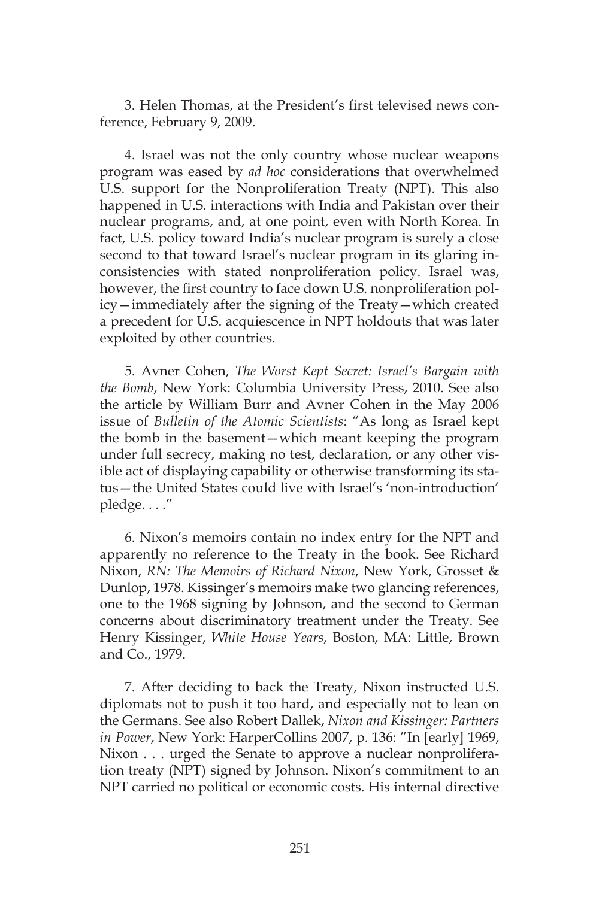3. Helen Thomas, at the President's first televised news conference, February 9, 2009.

4. Israel was not the only country whose nuclear weapons program was eased by *ad hoc* considerations that overwhelmed U.S. support for the Nonproliferation Treaty (NPT). This also happened in U.S. interactions with India and Pakistan over their nuclear programs, and, at one point, even with North Korea. In fact, U.S. policy toward India's nuclear program is surely a close second to that toward Israel's nuclear program in its glaring inconsistencies with stated nonproliferation policy. Israel was, however, the first country to face down U.S. nonproliferation policy—immediately after the signing of the Treaty—which created a precedent for U.S. acquiescence in NPT holdouts that was later exploited by other countries.

5. Avner Cohen, *The Worst Kept Secret: Israel's Bargain with the Bomb*, New York: Columbia University Press, 2010. See also the article by William Burr and Avner Cohen in the May 2006 issue of *Bulletin of the Atomic Scientists*: "As long as Israel kept the bomb in the basement—which meant keeping the program under full secrecy, making no test, declaration, or any other visible act of displaying capability or otherwise transforming its status—the United States could live with Israel's 'non-introduction' pledge. . . ."

6. Nixon's memoirs contain no index entry for the NPT and apparently no reference to the Treaty in the book. See Richard Nixon, *RN: The Memoirs of Richard Nixon*, New York, Grosset & Dunlop, 1978. Kissinger's memoirs make two glancing references, one to the 1968 signing by Johnson, and the second to German concerns about discriminatory treatment under the Treaty. See Henry Kissinger, *White House Years*, Boston, MA: Little, Brown and Co., 1979.

7. After deciding to back the Treaty, Nixon instructed U.S. diplomats not to push it too hard, and especially not to lean on the Germans. See also Robert Dallek, *Nixon and Kissinger: Partners in Power*, New York: HarperCollins 2007, p. 136: "In [early] 1969, Nixon . . . urged the Senate to approve a nuclear nonproliferation treaty (NPT) signed by Johnson. Nixon's commitment to an NPT carried no political or economic costs. His internal directive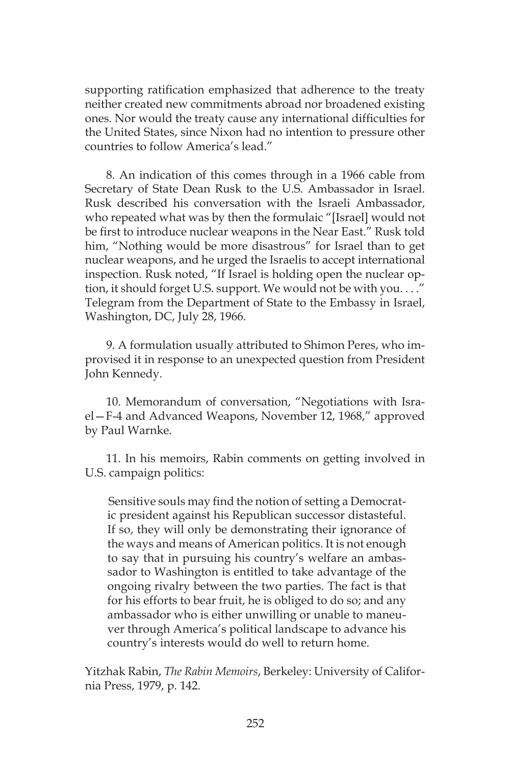supporting ratification emphasized that adherence to the treaty neither created new commitments abroad nor broadened existing ones. Nor would the treaty cause any international difficulties for the United States, since Nixon had no intention to pressure other countries to follow America's lead."

8. An indication of this comes through in a 1966 cable from Secretary of State Dean Rusk to the U.S. Ambassador in Israel. Rusk described his conversation with the Israeli Ambassador, who repeated what was by then the formulaic "[Israel] would not be first to introduce nuclear weapons in the Near East." Rusk told him, "Nothing would be more disastrous" for Israel than to get nuclear weapons, and he urged the Israelis to accept international inspection. Rusk noted, "If Israel is holding open the nuclear option, it should forget U.S. support. We would not be with you. . . ." Telegram from the Department of State to the Embassy in Israel, Washington, DC, July 28, 1966.

9. A formulation usually attributed to Shimon Peres, who improvised it in response to an unexpected question from President John Kennedy.

10. Memorandum of conversation, "Negotiations with Israel—F-4 and Advanced Weapons, November 12, 1968," approved by Paul Warnke.

11. In his memoirs, Rabin comments on getting involved in U.S. campaign politics:

> Sensitive souls may find the notion of setting a Democratic president against his Republican successor distasteful. If so, they will only be demonstrating their ignorance of the ways and means of American politics. It is not enough to say that in pursuing his country's welfare an ambassador to Washington is entitled to take advantage of the ongoing rivalry between the two parties. The fact is that for his efforts to bear fruit, he is obliged to do so; and any ambassador who is either unwilling or unable to maneuver through America's political landscape to advance his country's interests would do well to return home.

Yitzhak Rabin, *The Rabin Memoirs*, Berkeley: University of California Press, 1979, p. 142.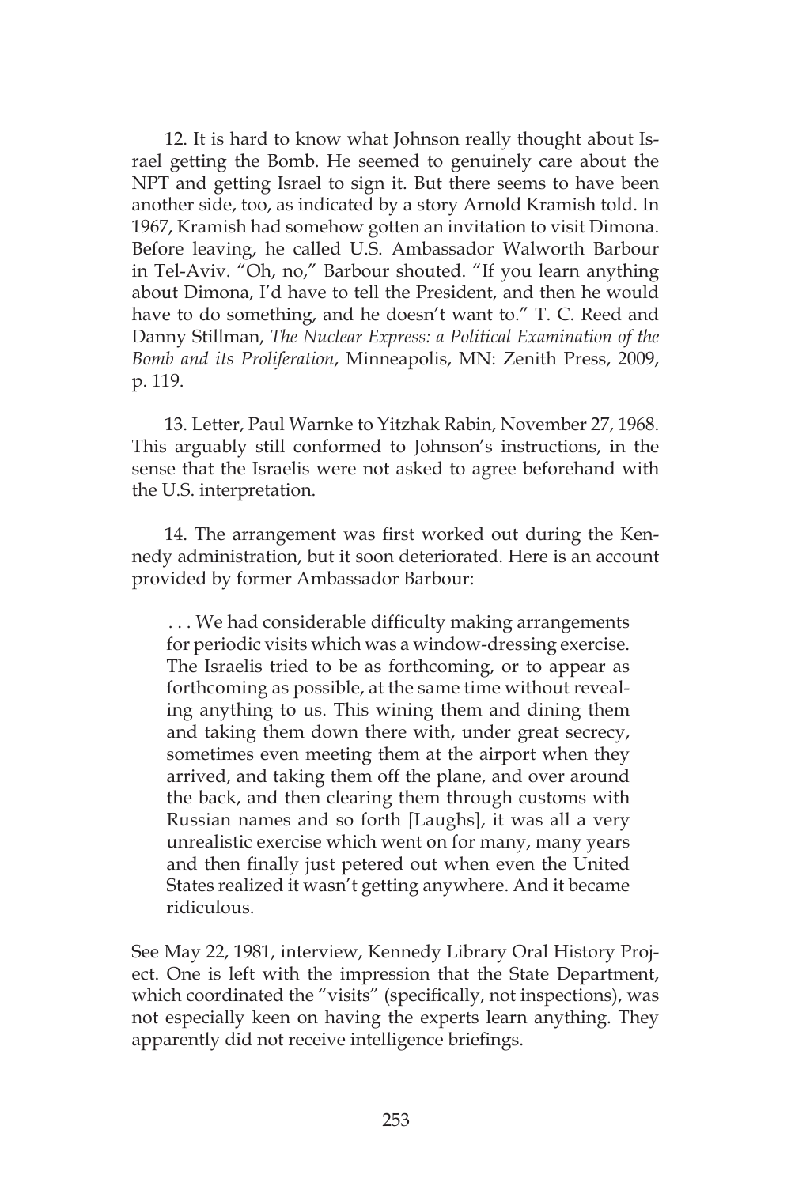12. It is hard to know what Johnson really thought about Israel getting the Bomb. He seemed to genuinely care about the NPT and getting Israel to sign it. But there seems to have been another side, too, as indicated by a story Arnold Kramish told. In 1967, Kramish had somehow gotten an invitation to visit Dimona. Before leaving, he called U.S. Ambassador Walworth Barbour in Tel-Aviv. "Oh, no," Barbour shouted. "If you learn anything about Dimona, I'd have to tell the President, and then he would have to do something, and he doesn't want to." T. C. Reed and Danny Stillman, *The Nuclear Express: a Political Examination of the Bomb and its Proliferation*, Minneapolis, MN: Zenith Press, 2009, p. 119.

13. Letter, Paul Warnke to Yitzhak Rabin, November 27, 1968. This arguably still conformed to Johnson's instructions, in the sense that the Israelis were not asked to agree beforehand with the U.S. interpretation.

14. The arrangement was first worked out during the Kennedy administration, but it soon deteriorated. Here is an account provided by former Ambassador Barbour:

> . . . We had considerable difficulty making arrangements for periodic visits which was a window-dressing exercise. The Israelis tried to be as forthcoming, or to appear as forthcoming as possible, at the same time without revealing anything to us. This wining them and dining them and taking them down there with, under great secrecy, sometimes even meeting them at the airport when they arrived, and taking them off the plane, and over around the back, and then clearing them through customs with Russian names and so forth [Laughs], it was all a very unrealistic exercise which went on for many, many years and then finally just petered out when even the United States realized it wasn't getting anywhere. And it became ridiculous.

See May 22, 1981, interview, Kennedy Library Oral History Project. One is left with the impression that the State Department, which coordinated the "visits" (specifically, not inspections), was not especially keen on having the experts learn anything. They apparently did not receive intelligence briefings.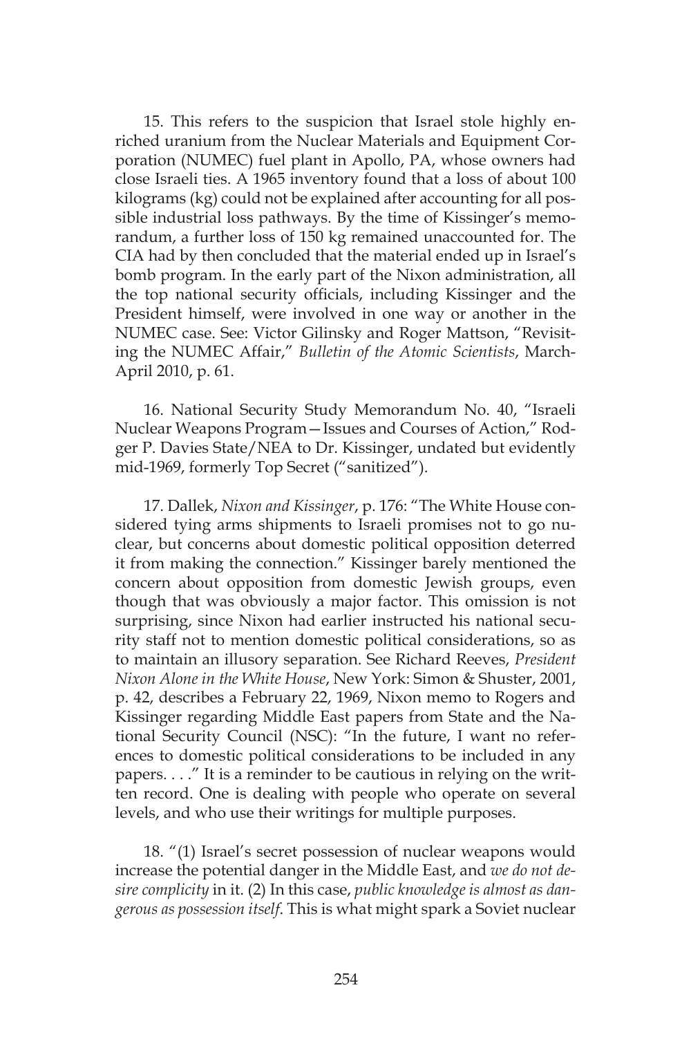15. This refers to the suspicion that Israel stole highly enriched uranium from the Nuclear Materials and Equipment Corporation (NUMEC) fuel plant in Apollo, PA, whose owners had close Israeli ties. A 1965 inventory found that a loss of about 100 kilograms (kg) could not be explained after accounting for all possible industrial loss pathways. By the time of Kissinger's memorandum, a further loss of 150 kg remained unaccounted for. The CIA had by then concluded that the material ended up in Israel's bomb program. In the early part of the Nixon administration, all the top national security officials, including Kissinger and the President himself, were involved in one way or another in the NUMEC case. See: Victor Gilinsky and Roger Mattson, "Revisiting the NUMEC Affair," *Bulletin of the Atomic Scientists*, March-April 2010, p. 61.

16. National Security Study Memorandum No. 40, "Israeli Nuclear Weapons Program—Issues and Courses of Action," Rodger P. Davies State/NEA to Dr. Kissinger, undated but evidently mid-1969, formerly Top Secret ("sanitized").

17. Dallek, *Nixon and Kissinger*, p. 176: "The White House considered tying arms shipments to Israeli promises not to go nuclear, but concerns about domestic political opposition deterred it from making the connection." Kissinger barely mentioned the concern about opposition from domestic Jewish groups, even though that was obviously a major factor. This omission is not surprising, since Nixon had earlier instructed his national security staff not to mention domestic political considerations, so as to maintain an illusory separation. See Richard Reeves, *President Nixon Alone in the White House*, New York: Simon & Shuster, 2001, p. 42, describes a February 22, 1969, Nixon memo to Rogers and Kissinger regarding Middle East papers from State and the National Security Council (NSC): "In the future, I want no references to domestic political considerations to be included in any papers. . . ." It is a reminder to be cautious in relying on the written record. One is dealing with people who operate on several levels, and who use their writings for multiple purposes.

18. "(1) Israel's secret possession of nuclear weapons would increase the potential danger in the Middle East, and *we do not desire complicity* in it. (2) In this case, *public knowledge is almost as dangerous as possession itself*. This is what might spark a Soviet nuclear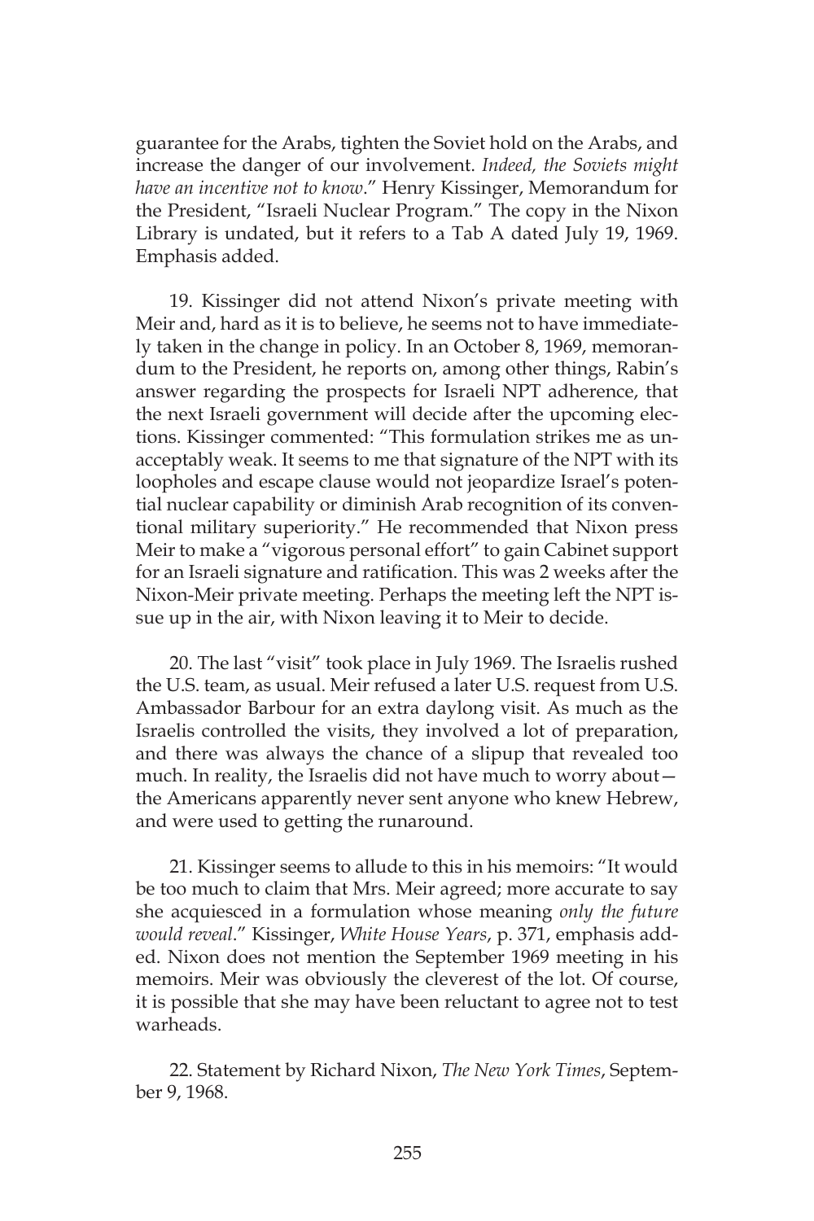guarantee for the Arabs, tighten the Soviet hold on the Arabs, and increase the danger of our involvement. *Indeed, the Soviets might have an incentive not to know*." Henry Kissinger, Memorandum for the President, "Israeli Nuclear Program." The copy in the Nixon Library is undated, but it refers to a Tab A dated July 19, 1969. Emphasis added.

19. Kissinger did not attend Nixon's private meeting with Meir and, hard as it is to believe, he seems not to have immediately taken in the change in policy. In an October 8, 1969, memorandum to the President, he reports on, among other things, Rabin's answer regarding the prospects for Israeli NPT adherence, that the next Israeli government will decide after the upcoming elections. Kissinger commented: "This formulation strikes me as unacceptably weak. It seems to me that signature of the NPT with its loopholes and escape clause would not jeopardize Israel's potential nuclear capability or diminish Arab recognition of its conventional military superiority." He recommended that Nixon press Meir to make a "vigorous personal effort" to gain Cabinet support for an Israeli signature and ratification. This was 2 weeks after the Nixon-Meir private meeting. Perhaps the meeting left the NPT issue up in the air, with Nixon leaving it to Meir to decide.

20. The last "visit" took place in July 1969. The Israelis rushed the U.S. team, as usual. Meir refused a later U.S. request from U.S. Ambassador Barbour for an extra daylong visit. As much as the Israelis controlled the visits, they involved a lot of preparation, and there was always the chance of a slipup that revealed too much. In reality, the Israelis did not have much to worry about—the Americans apparently never sent anyone who knew Hebrew, and were used to getting the runaround.

21. Kissinger seems to allude to this in his memoirs: "It would be too much to claim that Mrs. Meir agreed; more accurate to say she acquiesced in a formulation whose meaning *only the future would reveal*." Kissinger, *White House Years*, p. 371, emphasis added. Nixon does not mention the September 1969 meeting in his memoirs. Meir was obviously the cleverest of the lot. Of course, it is possible that she may have been reluctant to agree not to test warheads.

22. Statement by Richard Nixon, *The New York Times*, September 9, 1968.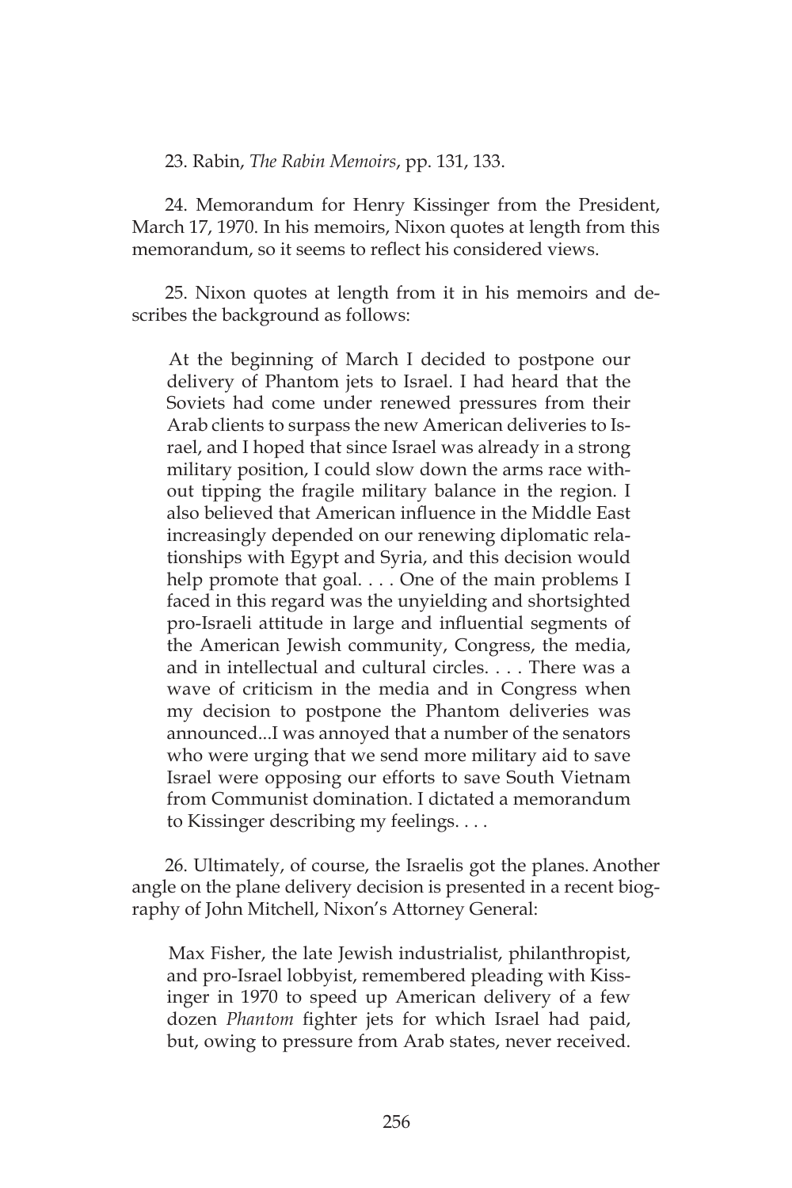23. Rabin, *The Rabin Memoirs*, pp. 131, 133.

24. Memorandum for Henry Kissinger from the President, March 17, 1970. In his memoirs, Nixon quotes at length from this memorandum, so it seems to reflect his considered views.

25. Nixon quotes at length from it in his memoirs and describes the background as follows:

> At the beginning of March I decided to postpone our delivery of Phantom jets to Israel. I had heard that the Soviets had come under renewed pressures from their Arab clients to surpass the new American deliveries to Israel, and I hoped that since Israel was already in a strong military position, I could slow down the arms race without tipping the fragile military balance in the region. I also believed that American influence in the Middle East increasingly depended on our renewing diplomatic relationships with Egypt and Syria, and this decision would help promote that goal. . . . One of the main problems I faced in this regard was the unyielding and shortsighted pro-Israeli attitude in large and influential segments of the American Jewish community, Congress, the media, and in intellectual and cultural circles. . . . There was a wave of criticism in the media and in Congress when my decision to postpone the Phantom deliveries was announced...I was annoyed that a number of the senators who were urging that we send more military aid to save Israel were opposing our efforts to save South Vietnam from Communist domination. I dictated a memorandum to Kissinger describing my feelings. . . .

26. Ultimately, of course, the Israelis got the planes. Another angle on the plane delivery decision is presented in a recent biography of John Mitchell, Nixon's Attorney General:

> Max Fisher, the late Jewish industrialist, philanthropist, and pro-Israel lobbyist, remembered pleading with Kissinger in 1970 to speed up American delivery of a few dozen *Phantom* fighter jets for which Israel had paid, but, owing to pressure from Arab states, never received.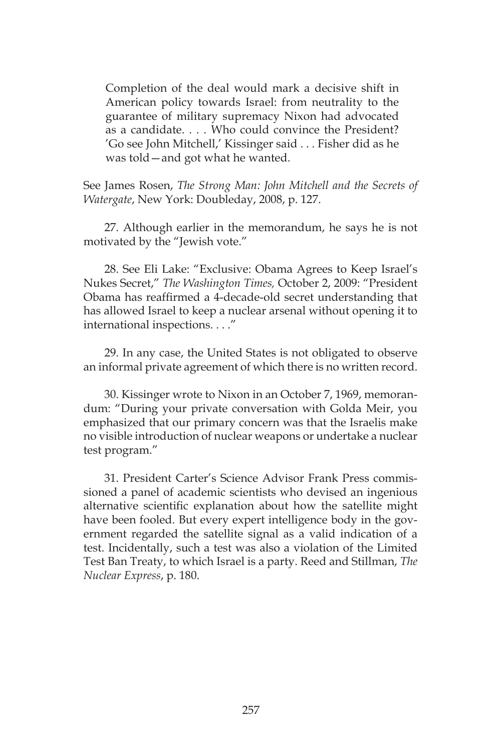> Completion of the deal would mark a decisive shift in American policy towards Israel: from neutrality to the guarantee of military supremacy Nixon had advocated as a candidate. . . . Who could convince the President? 'Go see John Mitchell,' Kissinger said . . . Fisher did as he was told—and got what he wanted.

See James Rosen, *The Strong Man: John Mitchell and the Secrets of Watergate*, New York: Doubleday, 2008, p. 127.

27. Although earlier in the memorandum, he says he is not motivated by the "Jewish vote."

28. See Eli Lake: "Exclusive: Obama Agrees to Keep Israel's Nukes Secret," *The Washington Times,* October 2, 2009: "President Obama has reaffirmed a 4-decade-old secret understanding that has allowed Israel to keep a nuclear arsenal without opening it to international inspections. . . ."

29. In any case, the United States is not obligated to observe an informal private agreement of which there is no written record.

30. Kissinger wrote to Nixon in an October 7, 1969, memorandum: "During your private conversation with Golda Meir, you emphasized that our primary concern was that the Israelis make no visible introduction of nuclear weapons or undertake a nuclear test program."

31. President Carter's Science Advisor Frank Press commissioned a panel of academic scientists who devised an ingenious alternative scientific explanation about how the satellite might have been fooled. But every expert intelligence body in the government regarded the satellite signal as a valid indication of a test. Incidentally, such a test was also a violation of the Limited Test Ban Treaty, to which Israel is a party. Reed and Stillman, *The Nuclear Express*, p. 180.